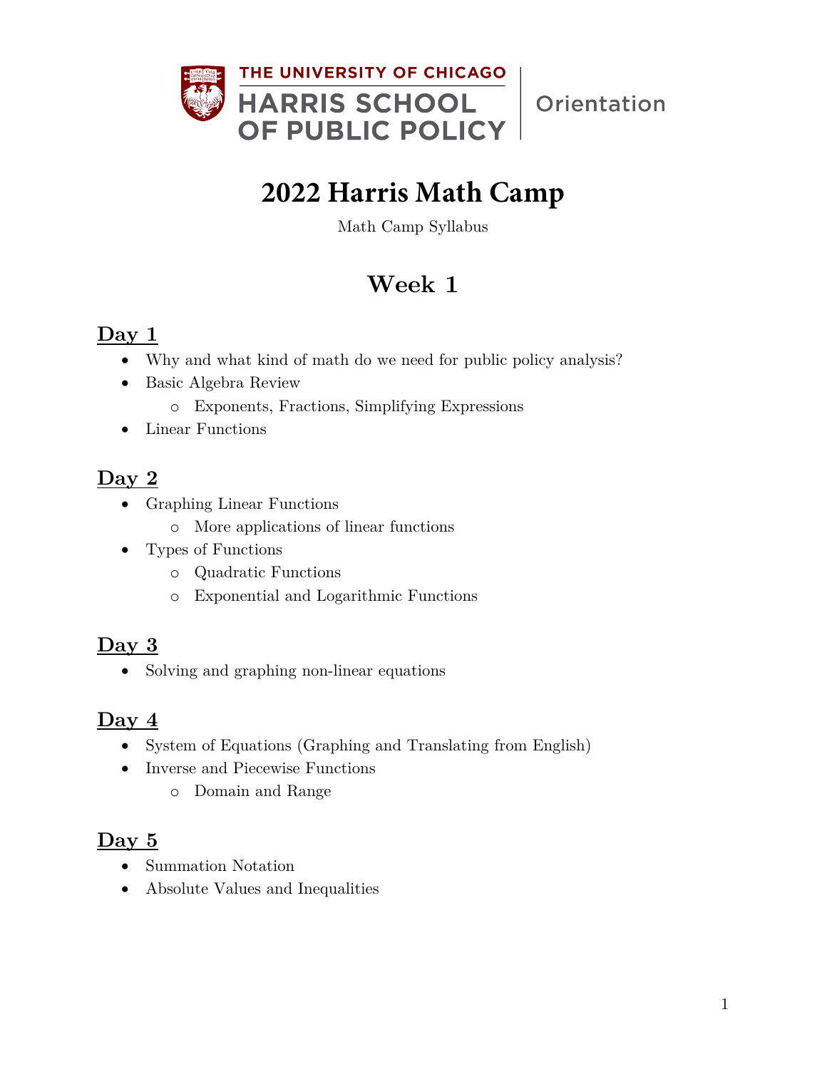THE UNIVERSITY OF CHICAGO
HARRIS SCHOOL OF PUBLIC POLICY | Orientation

# 2022 Harris Math Camp

Math Camp Syllabus

## Week 1

### Day 1

- Why and what kind of math do we need for public policy analysis?
- Basic Algebra Review
  - Exponents, Fractions, Simplifying Expressions
- Linear Functions

### Day 2

- Graphing Linear Functions
  - More applications of linear functions
- Types of Functions
  - Quadratic Functions
  - Exponential and Logarithmic Functions

### Day 3

- Solving and graphing non-linear equations

### Day 4

- System of Equations (Graphing and Translating from English)
- Inverse and Piecewise Functions
  - Domain and Range

### Day 5

- Summation Notation
- Absolute Values and Inequalities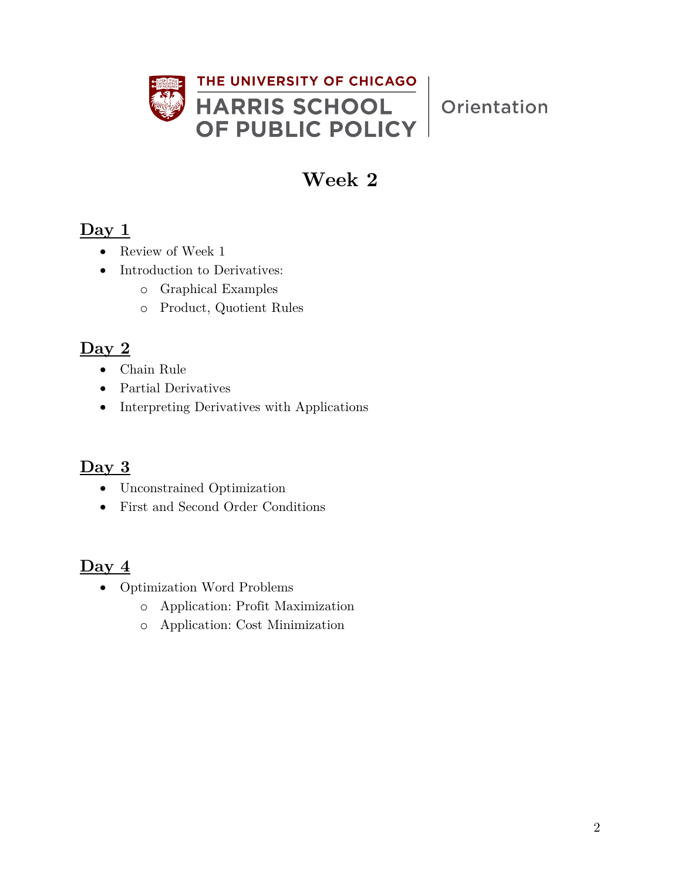THE UNIVERSITY OF CHICAGO
HARRIS SCHOOL OF PUBLIC POLICY | Orientation

# Week 2

## Day 1

- Review of Week 1
- Introduction to Derivatives:
  - Graphical Examples
  - Product, Quotient Rules

## Day 2

- Chain Rule
- Partial Derivatives
- Interpreting Derivatives with Applications

## Day 3

- Unconstrained Optimization
- First and Second Order Conditions

## Day 4

- Optimization Word Problems
  - Application: Profit Maximization
  - Application: Cost Minimization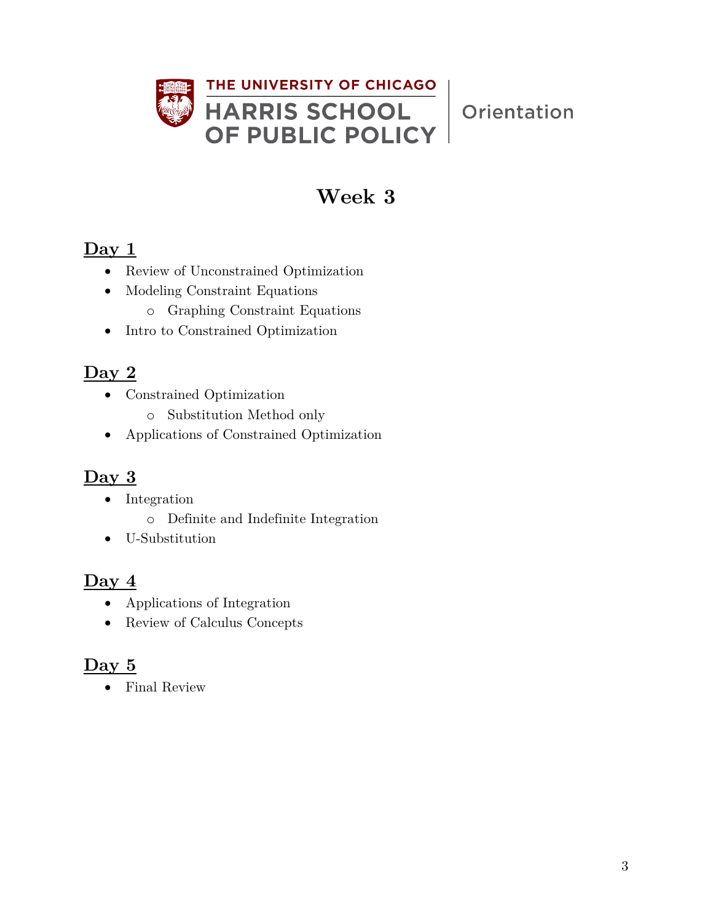THE UNIVERSITY OF CHICAGO
HARRIS SCHOOL OF PUBLIC POLICY | Orientation

# Week 3

## Day 1

- Review of Unconstrained Optimization
- Modeling Constraint Equations
    - Graphing Constraint Equations
- Intro to Constrained Optimization

## Day 2

- Constrained Optimization
    - Substitution Method only
- Applications of Constrained Optimization

## Day 3

- Integration
    - Definite and Indefinite Integration
- U-Substitution

## Day 4

- Applications of Integration
- Review of Calculus Concepts

## Day 5

- Final Review